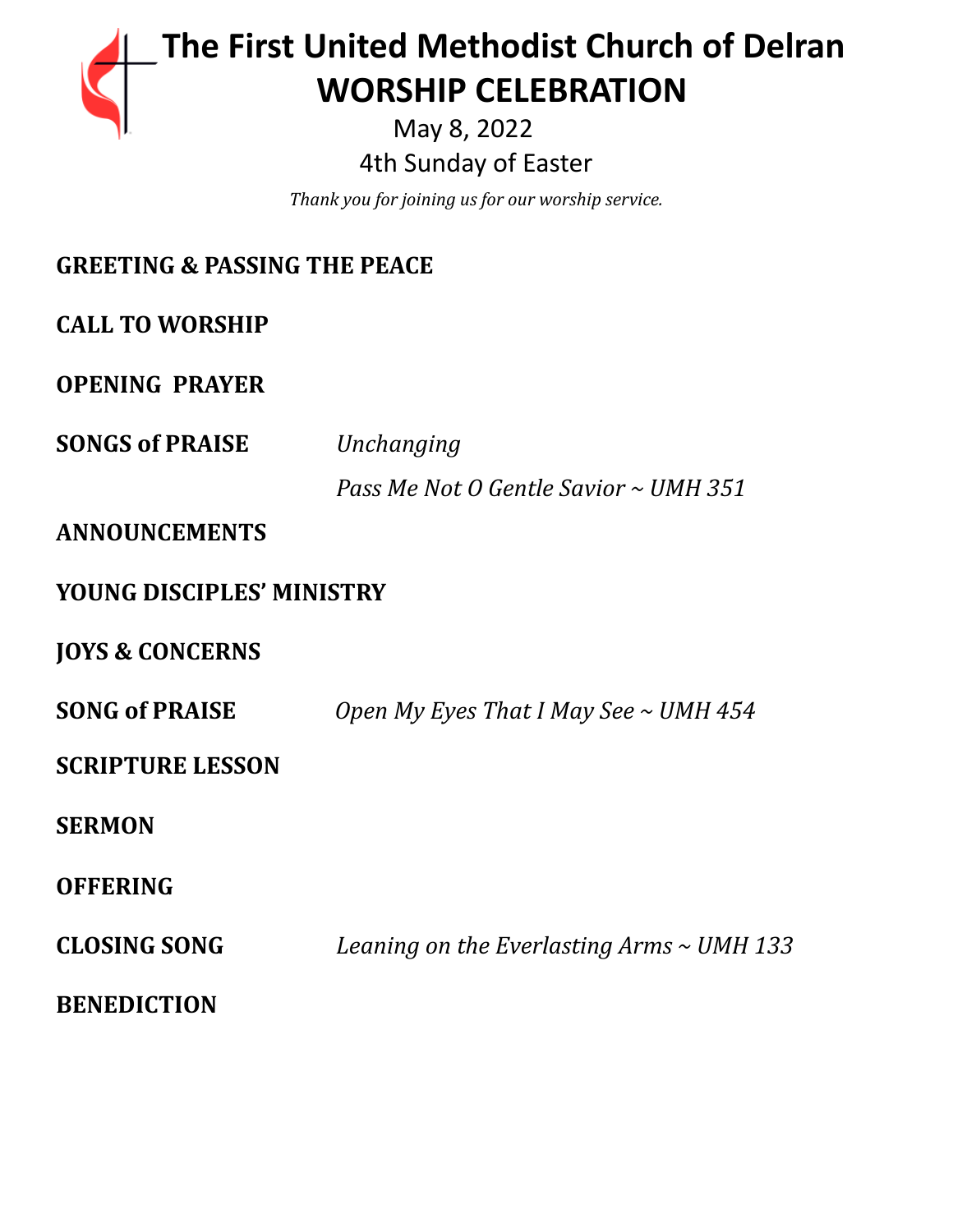# The First United Methodist Church of Delran
# WORSHIP CELEBRATION

May 8, 2022

4th Sunday of Easter

*Thank you for joining us for our worship service.*

**GREETING & PASSING THE PEACE**

**CALL TO WORSHIP**

**OPENING PRAYER**

**SONGS of PRAISE** *Unchanging*

*Pass Me Not O Gentle Savior ~ UMH 351*

**ANNOUNCEMENTS**

**YOUNG DISCIPLES' MINISTRY**

**JOYS & CONCERNS**

**SONG of PRAISE** *Open My Eyes That I May See ~ UMH 454*

**SCRIPTURE LESSON**

**SERMON**

**OFFERING**

**CLOSING SONG** *Leaning on the Everlasting Arms ~ UMH 133*

**BENEDICTION**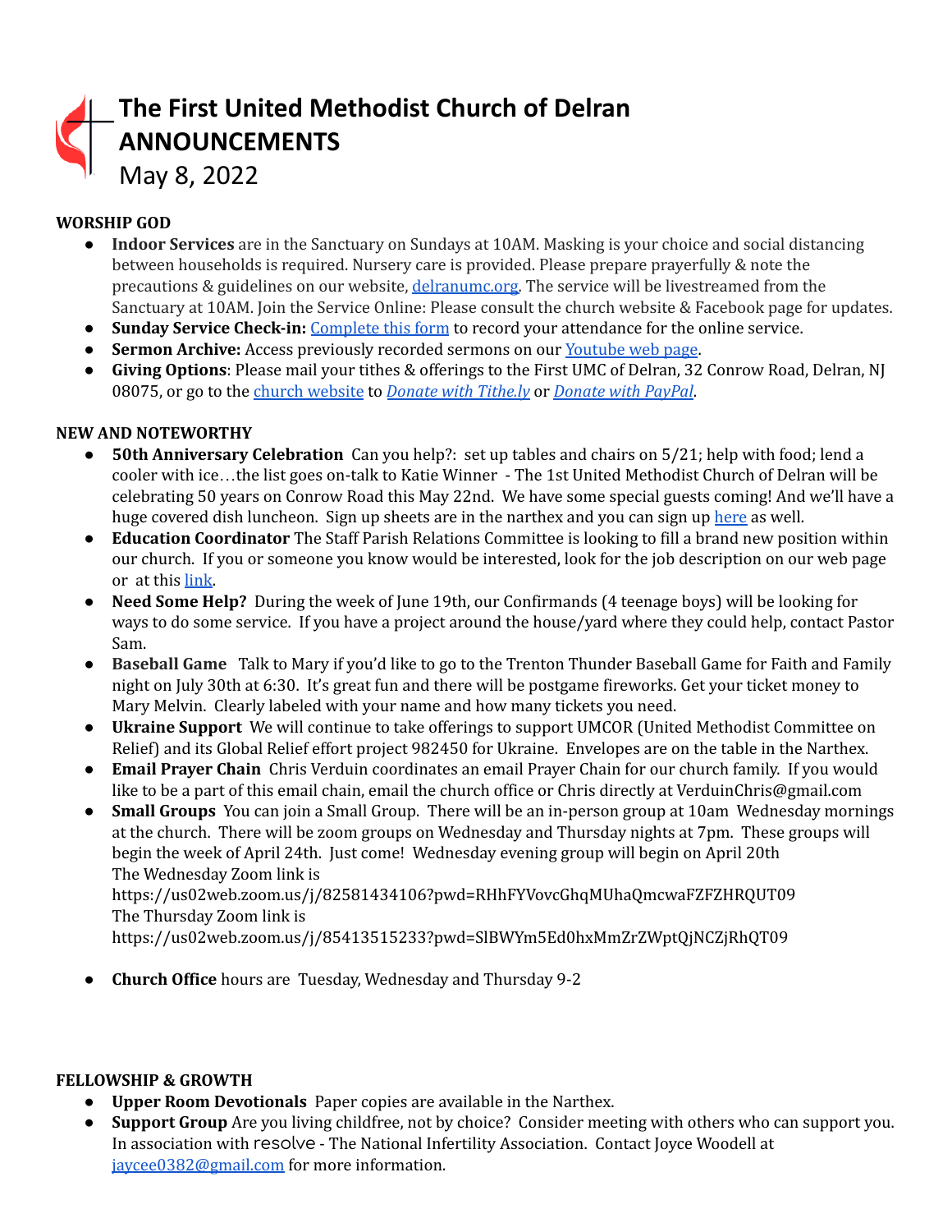# The First United Methodist Church of Delran ANNOUNCEMENTS

May 8, 2022

**WORSHIP GOD**

- **Indoor Services** are in the Sanctuary on Sundays at 10AM. Masking is your choice and social distancing between households is required. Nursery care is provided. Please prepare prayerfully & note the precautions & guidelines on our website, delranumc.org. The service will be livestreamed from the Sanctuary at 10AM. Join the Service Online: Please consult the church website & Facebook page for updates.
- **Sunday Service Check-in:** Complete this form to record your attendance for the online service.
- **Sermon Archive:** Access previously recorded sermons on our Youtube web page.
- **Giving Options**: Please mail your tithes & offerings to the First UMC of Delran, 32 Conrow Road, Delran, NJ 08075, or go to the church website to *Donate with Tithe.ly* or *Donate with PayPal*.

**NEW AND NOTEWORTHY**

- **50th Anniversary Celebration** Can you help?: set up tables and chairs on 5/21; help with food; lend a cooler with ice…the list goes on-talk to Katie Winner - The 1st United Methodist Church of Delran will be celebrating 50 years on Conrow Road this May 22nd. We have some special guests coming! And we'll have a huge covered dish luncheon. Sign up sheets are in the narthex and you can sign up here as well.
- **Education Coordinator** The Staff Parish Relations Committee is looking to fill a brand new position within our church. If you or someone you know would be interested, look for the job description on our web page or at this link.
- **Need Some Help?** During the week of June 19th, our Confirmands (4 teenage boys) will be looking for ways to do some service. If you have a project around the house/yard where they could help, contact Pastor Sam.
- **Baseball Game** Talk to Mary if you'd like to go to the Trenton Thunder Baseball Game for Faith and Family night on July 30th at 6:30. It's great fun and there will be postgame fireworks. Get your ticket money to Mary Melvin. Clearly labeled with your name and how many tickets you need.
- **Ukraine Support** We will continue to take offerings to support UMCOR (United Methodist Committee on Relief) and its Global Relief effort project 982450 for Ukraine. Envelopes are on the table in the Narthex.
- **Email Prayer Chain** Chris Verduin coordinates an email Prayer Chain for our church family. If you would like to be a part of this email chain, email the church office or Chris directly at VerduinChris@gmail.com
- **Small Groups** You can join a Small Group. There will be an in-person group at 10am Wednesday mornings at the church. There will be zoom groups on Wednesday and Thursday nights at 7pm. These groups will begin the week of April 24th. Just come! Wednesday evening group will begin on April 20th
  The Wednesday Zoom link is
  https://us02web.zoom.us/j/82581434106?pwd=RHhFYVovcGhqMUhaQmcwaFZFZHRQUT09
  The Thursday Zoom link is
  https://us02web.zoom.us/j/85413515233?pwd=SlBWYm5Ed0hxMmZrZWptQjNCZjRhQT09

- **Church Office** hours are Tuesday, Wednesday and Thursday 9-2

**FELLOWSHIP & GROWTH**

- **Upper Room Devotionals** Paper copies are available in the Narthex.
- **Support Group** Are you living childfree, not by choice? Consider meeting with others who can support you. In association with resolve - The National Infertility Association. Contact Joyce Woodell at jaycee0382@gmail.com for more information.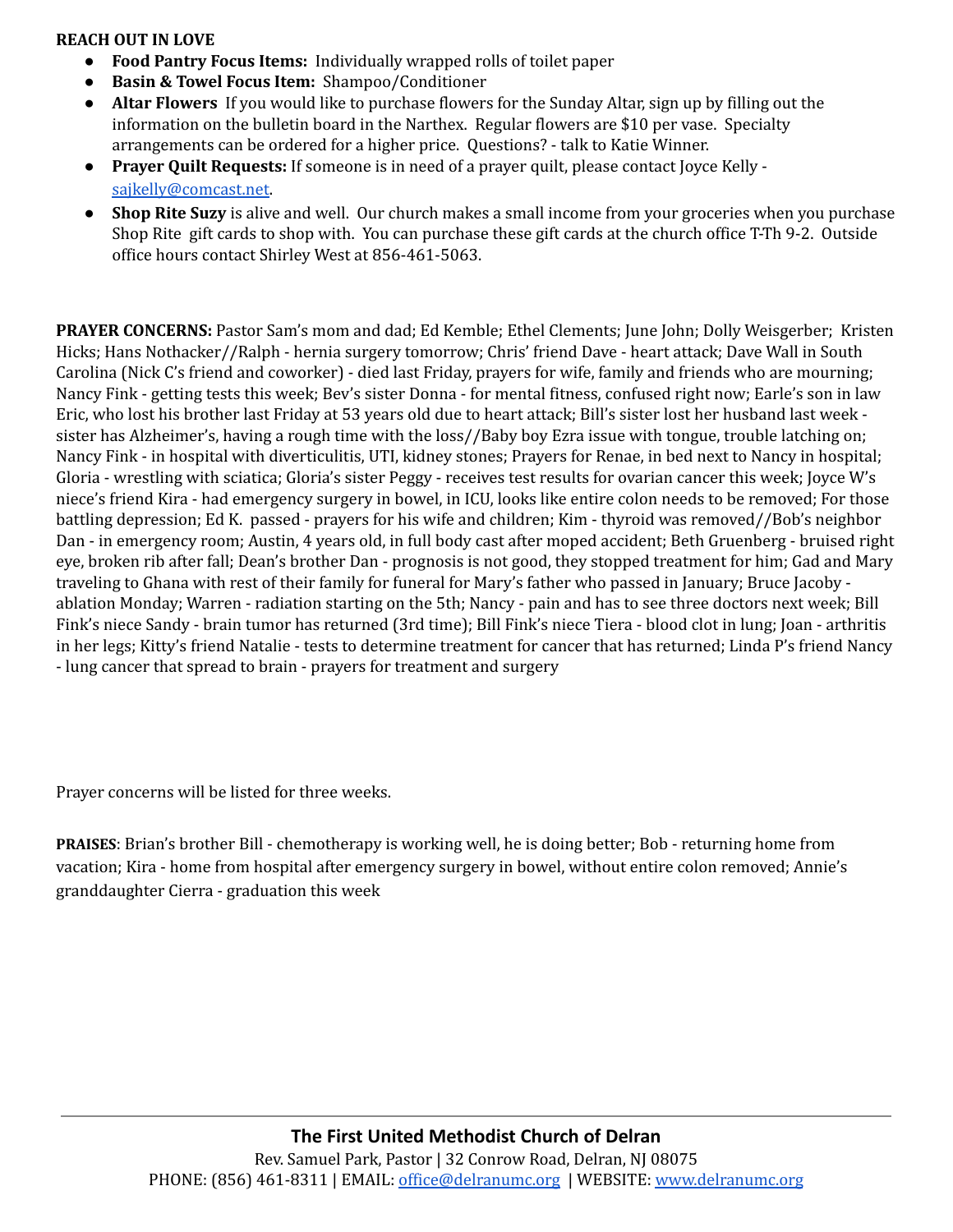**REACH OUT IN LOVE**

- **Food Pantry Focus Items:** Individually wrapped rolls of toilet paper
- **Basin & Towel Focus Item:** Shampoo/Conditioner
- **Altar Flowers** If you would like to purchase flowers for the Sunday Altar, sign up by filling out the information on the bulletin board in the Narthex. Regular flowers are $10 per vase. Specialty arrangements can be ordered for a higher price. Questions? - talk to Katie Winner.
- **Prayer Quilt Requests:** If someone is in need of a prayer quilt, please contact Joyce Kelly - sajkelly@comcast.net.
- **Shop Rite Suzy** is alive and well. Our church makes a small income from your groceries when you purchase Shop Rite gift cards to shop with. You can purchase these gift cards at the church office T-Th 9-2. Outside office hours contact Shirley West at 856-461-5063.

**PRAYER CONCERNS:** Pastor Sam's mom and dad; Ed Kemble; Ethel Clements; June John; Dolly Weisgerber; Kristen Hicks; Hans Nothacker//Ralph - hernia surgery tomorrow; Chris' friend Dave - heart attack; Dave Wall in South Carolina (Nick C's friend and coworker) - died last Friday, prayers for wife, family and friends who are mourning; Nancy Fink - getting tests this week; Bev's sister Donna - for mental fitness, confused right now; Earle's son in law Eric, who lost his brother last Friday at 53 years old due to heart attack; Bill's sister lost her husband last week - sister has Alzheimer's, having a rough time with the loss//Baby boy Ezra issue with tongue, trouble latching on; Nancy Fink - in hospital with diverticulitis, UTI, kidney stones; Prayers for Renae, in bed next to Nancy in hospital; Gloria - wrestling with sciatica; Gloria's sister Peggy - receives test results for ovarian cancer this week; Joyce W's niece's friend Kira - had emergency surgery in bowel, in ICU, looks like entire colon needs to be removed; For those battling depression; Ed K. passed - prayers for his wife and children; Kim - thyroid was removed//Bob's neighbor Dan - in emergency room; Austin, 4 years old, in full body cast after moped accident; Beth Gruenberg - bruised right eye, broken rib after fall; Dean's brother Dan - prognosis is not good, they stopped treatment for him; Gad and Mary traveling to Ghana with rest of their family for funeral for Mary's father who passed in January; Bruce Jacoby - ablation Monday; Warren - radiation starting on the 5th; Nancy - pain and has to see three doctors next week; Bill Fink's niece Sandy - brain tumor has returned (3rd time); Bill Fink's niece Tiera - blood clot in lung; Joan - arthritis in her legs; Kitty's friend Natalie - tests to determine treatment for cancer that has returned; Linda P's friend Nancy - lung cancer that spread to brain - prayers for treatment and surgery

Prayer concerns will be listed for three weeks.

**PRAISES**: Brian's brother Bill - chemotherapy is working well, he is doing better; Bob - returning home from vacation; Kira - home from hospital after emergency surgery in bowel, without entire colon removed; Annie's granddaughter Cierra - graduation this week

**The First United Methodist Church of Delran**
Rev. Samuel Park, Pastor | 32 Conrow Road, Delran, NJ 08075
PHONE: (856) 461-8311 | EMAIL: office@delranumc.org | WEBSITE: www.delranumc.org